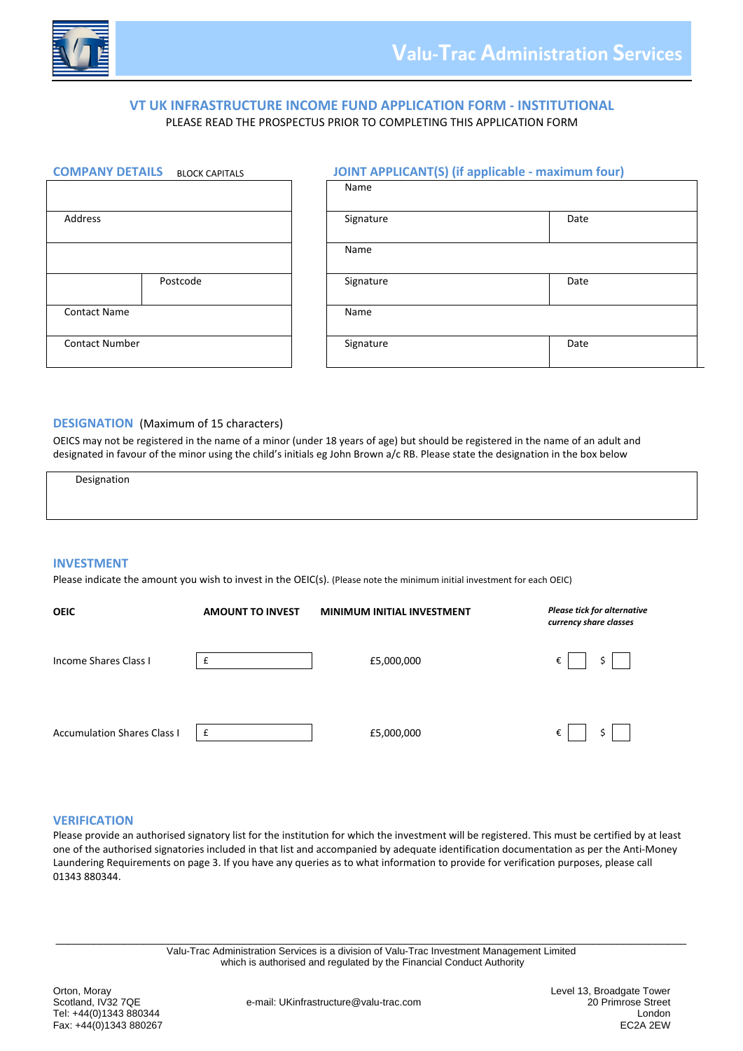Valu-Trac Administration Services

# VT UK INFRASTRUCTURE INCOME FUND APPLICATION FORM - INSTITUTIONAL

PLEASE READ THE PROSPECTUS PRIOR TO COMPLETING THIS APPLICATION FORM

## COMPANY DETAILS BLOCK CAPITALS

| | |
|---|---|
| | |
| Address | |
| | |
| | Postcode |
| Contact Name | |
| Contact Number | |

## JOINT APPLICANT(S) (if applicable - maximum four)

| | |
|---|---|
| Name | |
| Signature | Date |
| Name | |
| Signature | Date |
| Name | |
| Signature | Date |

## DESIGNATION (Maximum of 15 characters)

OEICS may not be registered in the name of a minor (under 18 years of age) but should be registered in the name of an adult and designated in favour of the minor using the child's initials eg John Brown a/c RB. Please state the designation in the box below

| Designation |
|---|
| |

## INVESTMENT

Please indicate the amount you wish to invest in the OEIC(s). (Please note the minimum initial investment for each OEIC)

| OEIC | AMOUNT TO INVEST | MINIMUM INITIAL INVESTMENT | *Please tick for alternative currency share classes* |
|---|---|---|---|
| Income Shares Class I | £ | £5,000,000 | € ☐ $ ☐ |
| Accumulation Shares Class I | £ | £5,000,000 | € ☐ $ ☐ |

## VERIFICATION

Please provide an authorised signatory list for the institution for which the investment will be registered. This must be certified by at least one of the authorised signatories included in that list and accompanied by adequate identification documentation as per the Anti-Money Laundering Requirements on page 3. If you have any queries as to what information to provide for verification purposes, please call 01343 880344.

Valu-Trac Administration Services is a division of Valu-Trac Investment Management Limited which is authorised and regulated by the Financial Conduct Authority

Orton, Moray
Scotland, IV32 7QE
Tel: +44(0)1343 880344
Fax: +44(0)1343 880267

e-mail: UKinfrastructure@valu-trac.com

Level 13, Broadgate Tower
20 Primrose Street
London
EC2A 2EW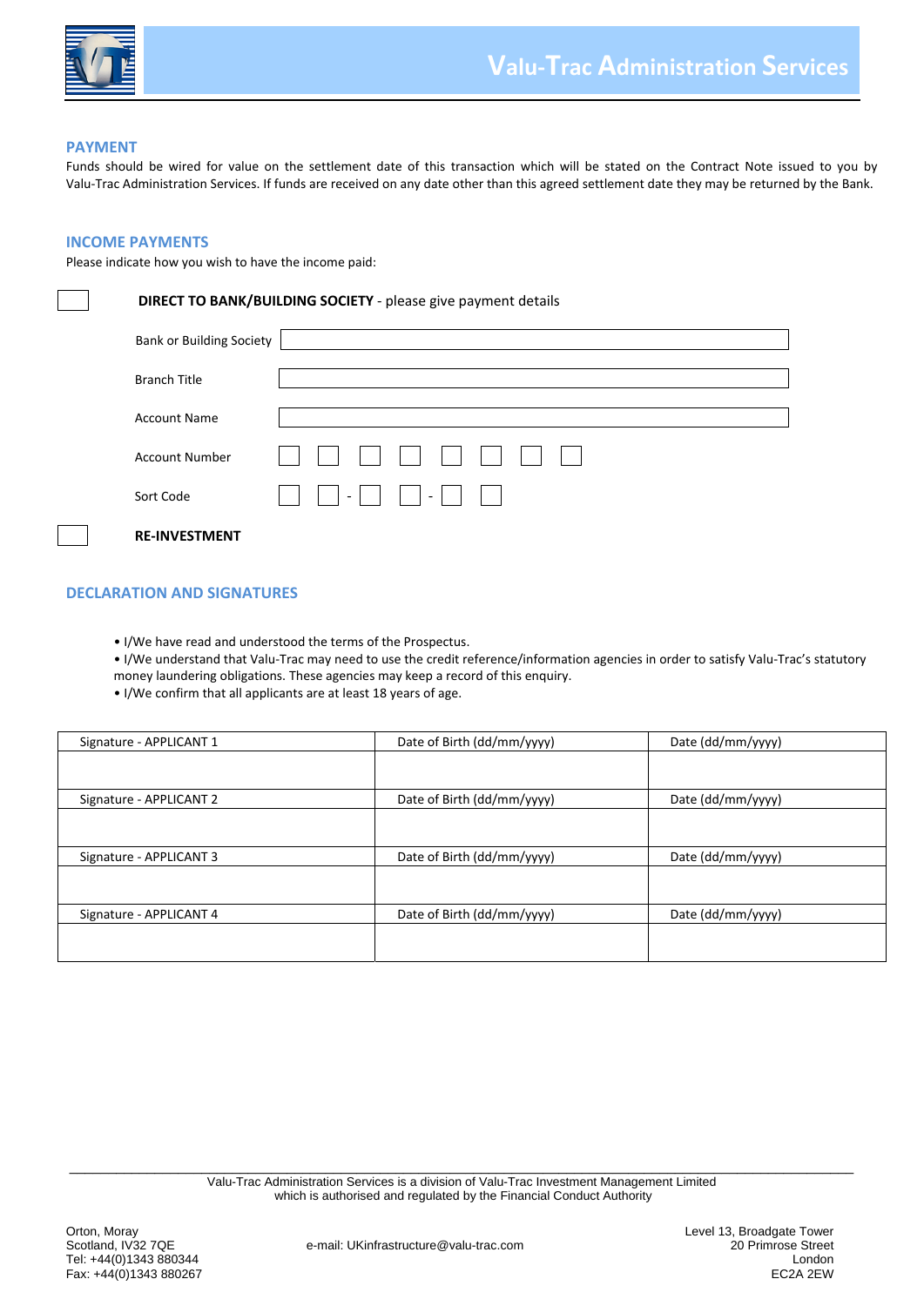## PAYMENT

Funds should be wired for value on the settlement date of this transaction which will be stated on the Contract Note issued to you by Valu-Trac Administration Services. If funds are received on any date other than this agreed settlement date they may be returned by the Bank.

## INCOME PAYMENTS

Please indicate how you wish to have the income paid:

☐ **DIRECT TO BANK/BUILDING SOCIETY** - please give payment details

| | |
|---|---|
| Bank or Building Society | |
| Branch Title | |
| Account Name | |
| Account Number | ☐ ☐ ☐ ☐ ☐ ☐ ☐ ☐ |
| Sort Code | ☐ ☐ - ☐ ☐ - ☐ ☐ |

☐ **RE-INVESTMENT**

## DECLARATION AND SIGNATURES

- I/We have read and understood the terms of the Prospectus.
- I/We understand that Valu-Trac may need to use the credit reference/information agencies in order to satisfy Valu-Trac's statutory money laundering obligations. These agencies may keep a record of this enquiry.
- I/We confirm that all applicants are at least 18 years of age.

| Signature - APPLICANT 1 | Date of Birth (dd/mm/yyyy) | Date (dd/mm/yyyy) |
|---|---|---|
| | | |
| **Signature - APPLICANT 2** | **Date of Birth (dd/mm/yyyy)** | **Date (dd/mm/yyyy)** |
| | | |
| **Signature - APPLICANT 3** | **Date of Birth (dd/mm/yyyy)** | **Date (dd/mm/yyyy)** |
| | | |
| **Signature - APPLICANT 4** | **Date of Birth (dd/mm/yyyy)** | **Date (dd/mm/yyyy)** |
| | | |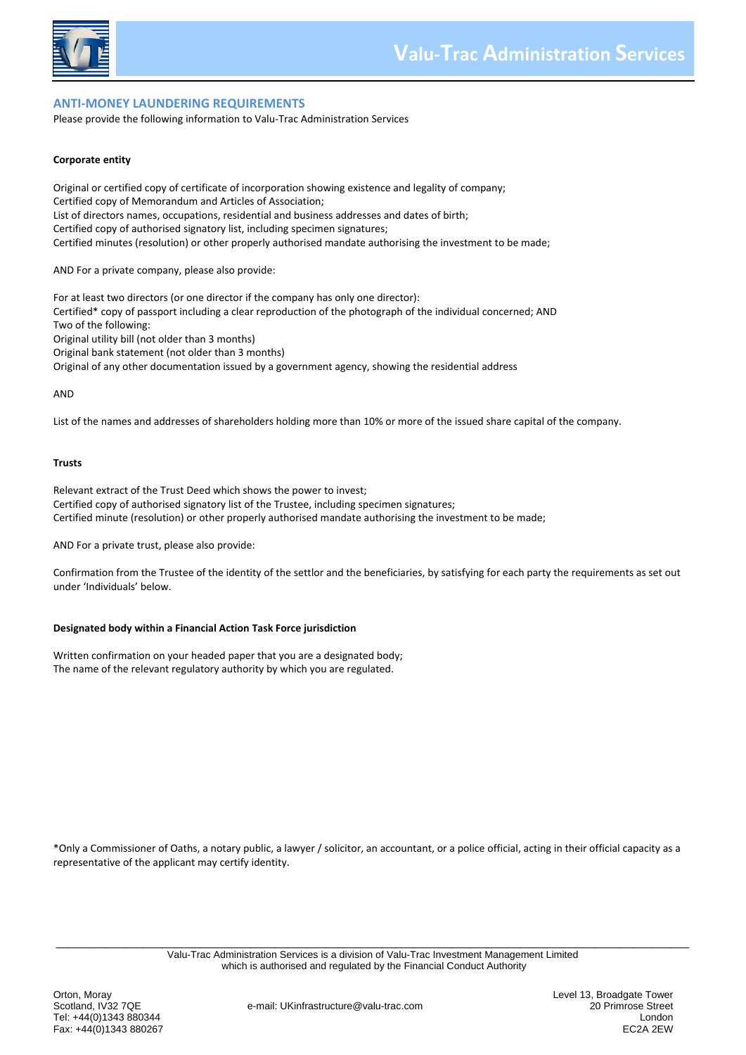## ANTI-MONEY LAUNDERING REQUIREMENTS

Please provide the following information to Valu-Trac Administration Services

**Corporate entity**

Original or certified copy of certificate of incorporation showing existence and legality of company;
Certified copy of Memorandum and Articles of Association;
List of directors names, occupations, residential and business addresses and dates of birth;
Certified copy of authorised signatory list, including specimen signatures;
Certified minutes (resolution) or other properly authorised mandate authorising the investment to be made;

AND For a private company, please also provide:

For at least two directors (or one director if the company has only one director):
Certified* copy of passport including a clear reproduction of the photograph of the individual concerned; AND
Two of the following:
Original utility bill (not older than 3 months)
Original bank statement (not older than 3 months)
Original of any other documentation issued by a government agency, showing the residential address

AND

List of the names and addresses of shareholders holding more than 10% or more of the issued share capital of the company.

**Trusts**

Relevant extract of the Trust Deed which shows the power to invest;
Certified copy of authorised signatory list of the Trustee, including specimen signatures;
Certified minute (resolution) or other properly authorised mandate authorising the investment to be made;

AND For a private trust, please also provide:

Confirmation from the Trustee of the identity of the settlor and the beneficiaries, by satisfying for each party the requirements as set out under 'Individuals' below.

**Designated body within a Financial Action Task Force jurisdiction**

Written confirmation on your headed paper that you are a designated body;
The name of the relevant regulatory authority by which you are regulated.

*Only a Commissioner of Oaths, a notary public, a lawyer / solicitor, an accountant, or a police official, acting in their official capacity as a representative of the applicant may certify identity.